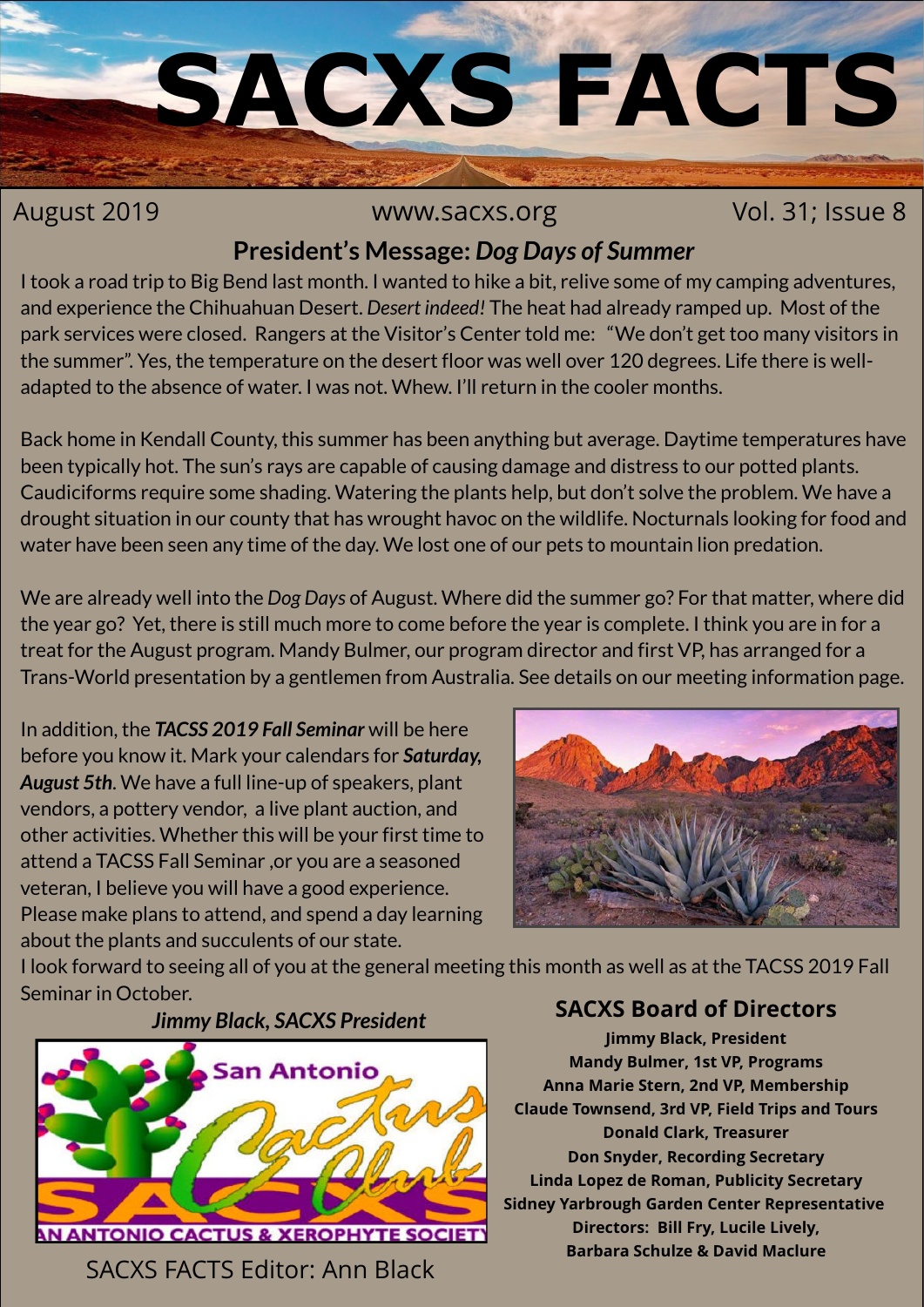# SACXS FACTS

August 2019 www.sacxs.org Vol. 31; Issue 8

## President's Message: *Dog Days of Summer*

I took a road trip to Big Bend last month. I wanted to hike a bit, relive some of my camping adventures, and experience the Chihuahuan Desert. *Desert indeed!* The heat had already ramped up. Most of the park services were closed. Rangers at the Visitor's Center told me: "We don't get too many visitors in the summer". Yes, the temperature on the desert floor was well over 120 degrees. Life there is well-adapted to the absence of water. I was not. Whew. I'll return in the cooler months.

Back home in Kendall County, this summer has been anything but average. Daytime temperatures have been typically hot. The sun's rays are capable of causing damage and distress to our potted plants. Caudiciforms require some shading. Watering the plants help, but don't solve the problem. We have a drought situation in our county that has wrought havoc on the wildlife. Nocturnals looking for food and water have been seen any time of the day. We lost one of our pets to mountain lion predation.

We are already well into the *Dog Days* of August. Where did the summer go? For that matter, where did the year go? Yet, there is still much more to come before the year is complete. I think you are in for a treat for the August program. Mandy Bulmer, our program director and first VP, has arranged for a Trans-World presentation by a gentlemen from Australia. See details on our meeting information page.

In addition, the ***TACSS 2019 Fall Seminar*** will be here before you know it. Mark your calendars for ***Saturday, August 5th***. We have a full line-up of speakers, plant vendors, a pottery vendor, a live plant auction, and other activities. Whether this will be your first time to attend a TACSS Fall Seminar ,or you are a seasoned veteran, I believe you will have a good experience. Please make plans to attend, and spend a day learning about the plants and succulents of our state.

I look forward to seeing all of you at the general meeting this month as well as at the TACSS 2019 Fall Seminar in October.

***Jimmy Black, SACXS President***

SACXS FACTS Editor: Ann Black

### SACXS Board of Directors

**Jimmy Black, President**
**Mandy Bulmer, 1st VP, Programs**
**Anna Marie Stern, 2nd VP, Membership**
**Claude Townsend, 3rd VP, Field Trips and Tours**
**Donald Clark, Treasurer**
**Don Snyder, Recording Secretary**
**Linda Lopez de Roman, Publicity Secretary**
**Sidney Yarbrough Garden Center Representative**
**Directors: Bill Fry, Lucile Lively, Barbara Schulze & David Maclure**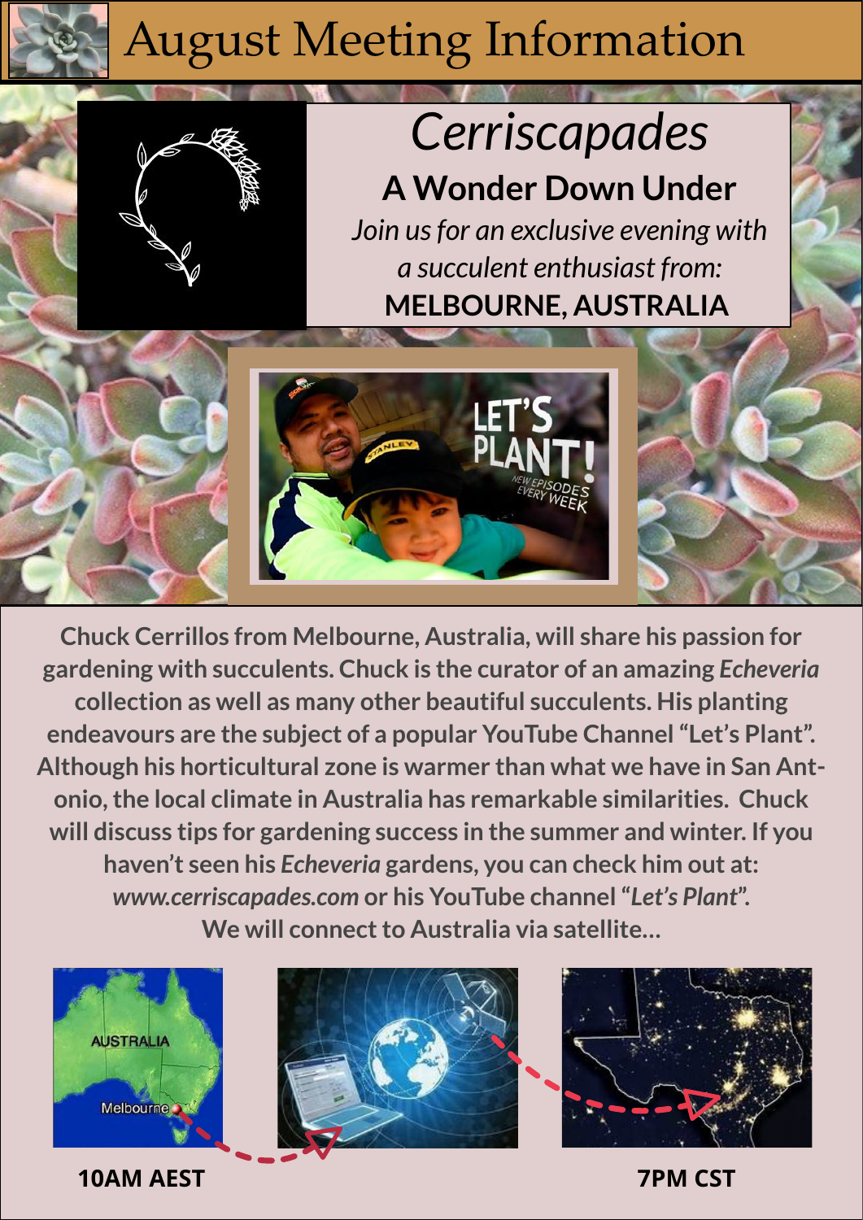# August Meeting Information

## *Cerriscapades*

### A Wonder Down Under

*Join us for an exclusive evening with a succulent enthusiast from:*

**MELBOURNE, AUSTRALIA**

**Chuck Cerrillos from Melbourne, Australia, will share his passion for gardening with succulents. Chuck is the curator of an amazing *Echeveria* collection as well as many other beautiful succulents. His planting endeavours are the subject of a popular YouTube Channel "Let's Plant". Although his horticultural zone is warmer than what we have in San Antonio, the local climate in Australia has remarkable similarities. Chuck will discuss tips for gardening success in the summer and winter. If you haven't seen his *Echeveria* gardens, you can check him out at: *www.cerriscapades.com* or his YouTube channel "*Let's Plant*". We will connect to Australia via satellite...**

**10AM AEST**

**7PM CST**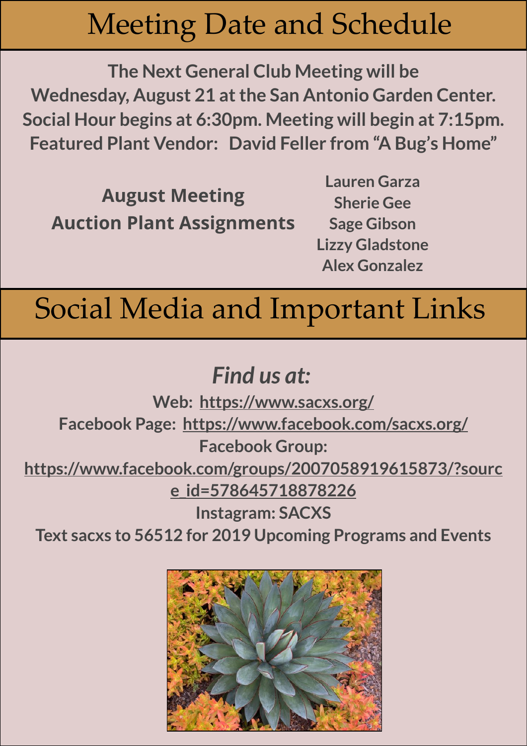# Meeting Date and Schedule

**The Next General Club Meeting will be**
**Wednesday, August 21 at the San Antonio Garden Center.**
**Social Hour begins at 6:30pm. Meeting will begin at 7:15pm.**
**Featured Plant Vendor: David Feller from "A Bug's Home"**

**August Meeting Auction Plant Assignments**

**Lauren Garza**
**Sherie Gee**
**Sage Gibson**
**Lizzy Gladstone**
**Alex Gonzalez**

# Social Media and Important Links

***Find us at:***

**Web:** https://www.sacxs.org/
**Facebook Page:** https://www.facebook.com/sacxs.org/
**Facebook Group:**
https://www.facebook.com/groups/2007058919615873/?source_id=578645718878226
**Instagram: SACXS**
**Text sacxs to 56512 for 2019 Upcoming Programs and Events**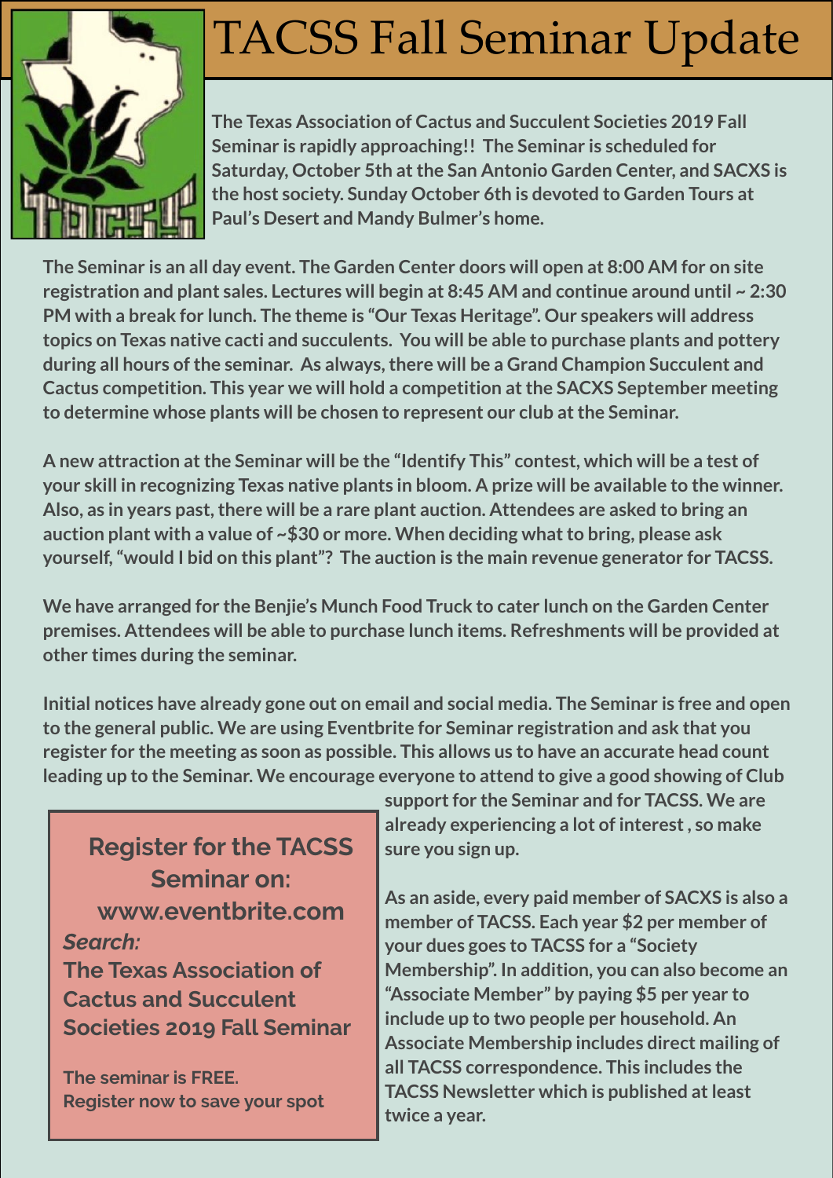# TACSS Fall Seminar Update

**The Texas Association of Cactus and Succulent Societies 2019 Fall Seminar is rapidly approaching!! The Seminar is scheduled for Saturday, October 5th at the San Antonio Garden Center, and SACXS is the host society. Sunday October 6th is devoted to Garden Tours at Paul's Desert and Mandy Bulmer's home.**

**The Seminar is an all day event. The Garden Center doors will open at 8:00 AM for on site registration and plant sales. Lectures will begin at 8:45 AM and continue around until ~ 2:30 PM with a break for lunch. The theme is "Our Texas Heritage". Our speakers will address topics on Texas native cacti and succulents. You will be able to purchase plants and pottery during all hours of the seminar. As always, there will be a Grand Champion Succulent and Cactus competition. This year we will hold a competition at the SACXS September meeting to determine whose plants will be chosen to represent our club at the Seminar.**

**A new attraction at the Seminar will be the "Identify This" contest, which will be a test of your skill in recognizing Texas native plants in bloom. A prize will be available to the winner. Also, as in years past, there will be a rare plant auction. Attendees are asked to bring an auction plant with a value of ~$30 or more. When deciding what to bring, please ask yourself, "would I bid on this plant"? The auction is the main revenue generator for TACSS.**

**We have arranged for the Benjie's Munch Food Truck to cater lunch on the Garden Center premises. Attendees will be able to purchase lunch items. Refreshments will be provided at other times during the seminar.**

**Initial notices have already gone out on email and social media. The Seminar is free and open to the general public. We are using Eventbrite for Seminar registration and ask that you register for the meeting as soon as possible. This allows us to have an accurate head count leading up to the Seminar. We encourage everyone to attend to give a good showing of Club support for the Seminar and for TACSS. We are already experiencing a lot of interest , so make sure you sign up.**

**As an aside, every paid member of SACXS is also a member of TACSS. Each year $2 per member of your dues goes to TACSS for a "Society Membership". In addition, you can also become an "Associate Member" by paying $5 per year to include up to two people per household. An Associate Membership includes direct mailing of all TACSS correspondence. This includes the TACSS Newsletter which is published at least twice a year.**

**Register for the TACSS Seminar on: www.eventbrite.com**

***Search:***

**The Texas Association of Cactus and Succulent Societies 2019 Fall Seminar**

**The seminar is FREE.**
**Register now to save your spot**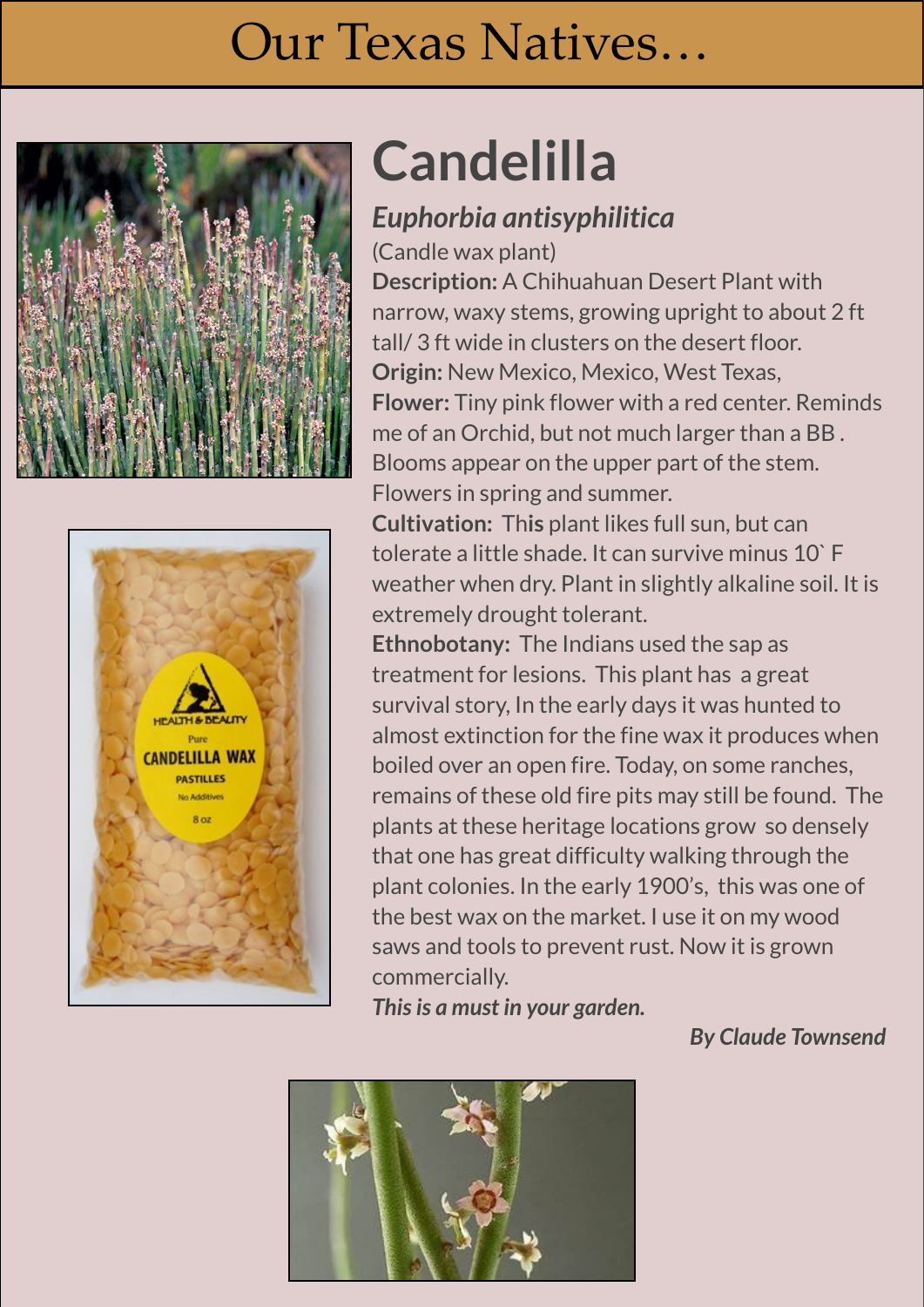# Our Texas Natives…

## Candelilla

### *Euphorbia antisyphilitica*

(Candle wax plant)

**Description:** A Chihuahuan Desert Plant with narrow, waxy stems, growing upright to about 2 ft tall/ 3 ft wide in clusters on the desert floor.

**Origin:** New Mexico, Mexico, West Texas,

**Flower:** Tiny pink flower with a red center. Reminds me of an Orchid, but not much larger than a BB . Blooms appear on the upper part of the stem. Flowers in spring and summer.

**Cultivation:** This plant likes full sun, but can tolerate a little shade. It can survive minus 10` F weather when dry. Plant in slightly alkaline soil. It is extremely drought tolerant.

**Ethnobotany:** The Indians used the sap as treatment for lesions. This plant has a great survival story, In the early days it was hunted to almost extinction for the fine wax it produces when boiled over an open fire. Today, on some ranches, remains of these old fire pits may still be found. The plants at these heritage locations grow so densely that one has great difficulty walking through the plant colonies. In the early 1900's, this was one of the best wax on the market. I use it on my wood saws and tools to prevent rust. Now it is grown commercially.

***This is a must in your garden.***

***By Claude Townsend***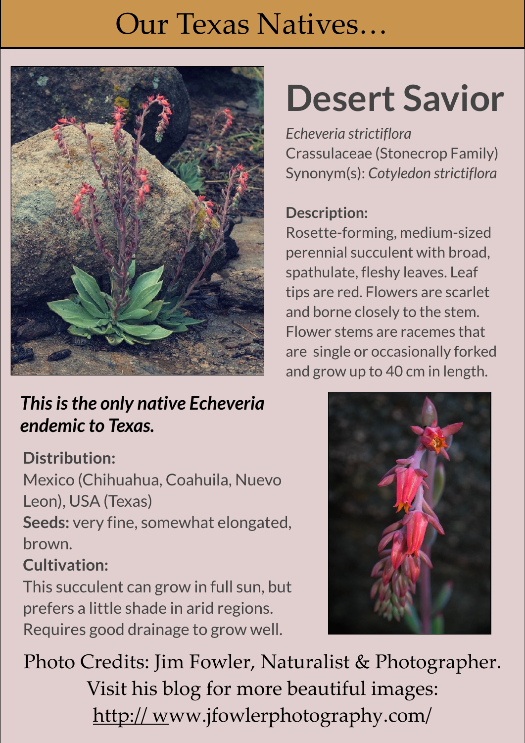# Our Texas Natives…

## Desert Savior

*Echeveria strictiflora*
Crassulaceae (Stonecrop Family)
Synonym(s): *Cotyledon strictiflora*

**Description:**
Rosette-forming, medium-sized perennial succulent with broad, spathulate, fleshy leaves. Leaf tips are red. Flowers are scarlet and borne closely to the stem. Flower stems are racemes that are single or occasionally forked and grow up to 40 cm in length.

***This is the only native Echeveria endemic to Texas.***

**Distribution:**
Mexico (Chihuahua, Coahuila, Nuevo Leon), USA (Texas)

**Seeds:** very fine, somewhat elongated, brown.

**Cultivation:**
This succulent can grow in full sun, but prefers a little shade in arid regions. Requires good drainage to grow well.

Photo Credits: Jim Fowler, Naturalist & Photographer.
Visit his blog for more beautiful images:
http:// www.jfowlerphotography.com/